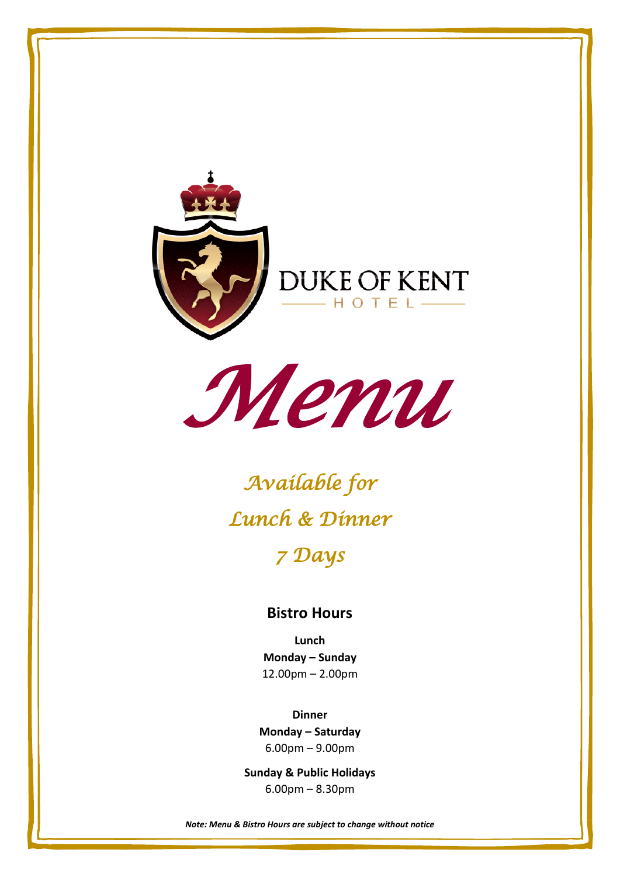DUKE OF KENT

HOTEL

# Menu

*Available for*

*Lunch & Dinner*

*7 Days*

## Bistro Hours

**Lunch**

**Monday – Sunday**

12.00pm – 2.00pm

**Dinner**

**Monday – Saturday**

6.00pm – 9.00pm

**Sunday & Public Holidays**

6.00pm – 8.30pm

***Note: Menu & Bistro Hours are subject to change without notice***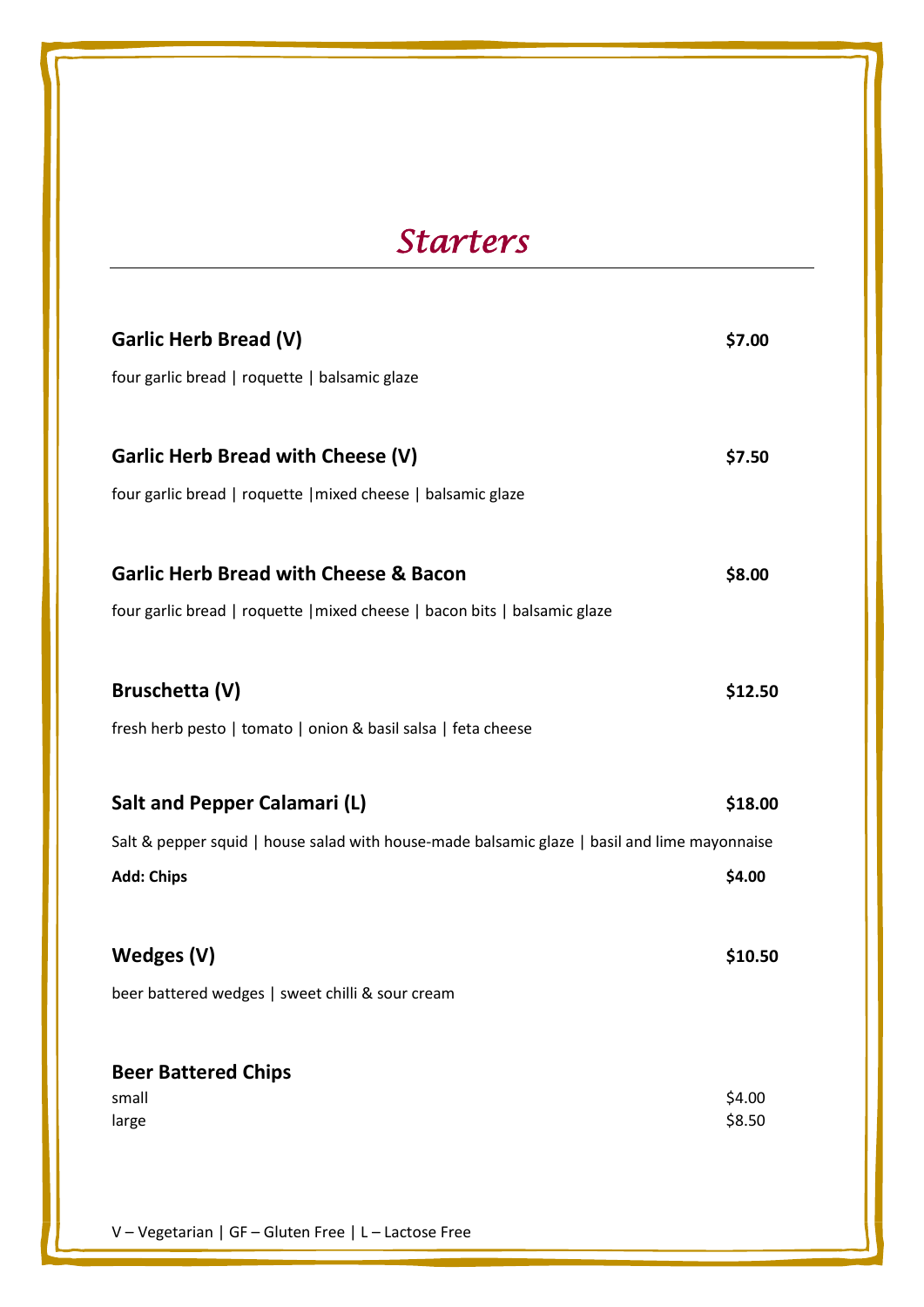# *Starters*

---

**Garlic Herb Bread (V)** **$7.00**

four garlic bread | roquette | balsamic glaze

**Garlic Herb Bread with Cheese (V)** **$7.50**

four garlic bread | roquette |mixed cheese | balsamic glaze

**Garlic Herb Bread with Cheese & Bacon** **$8.00**

four garlic bread | roquette |mixed cheese | bacon bits | balsamic glaze

**Bruschetta (V)** **$12.50**

fresh herb pesto | tomato | onion & basil salsa | feta cheese

**Salt and Pepper Calamari (L)** **$18.00**

Salt & pepper squid | house salad with house-made balsamic glaze | basil and lime mayonnaise

**Add: Chips** **$4.00**

**Wedges (V)** **$10.50**

beer battered wedges | sweet chilli & sour cream

**Beer Battered Chips**

small $4.00
large $8.50

V – Vegetarian | GF – Gluten Free | L – Lactose Free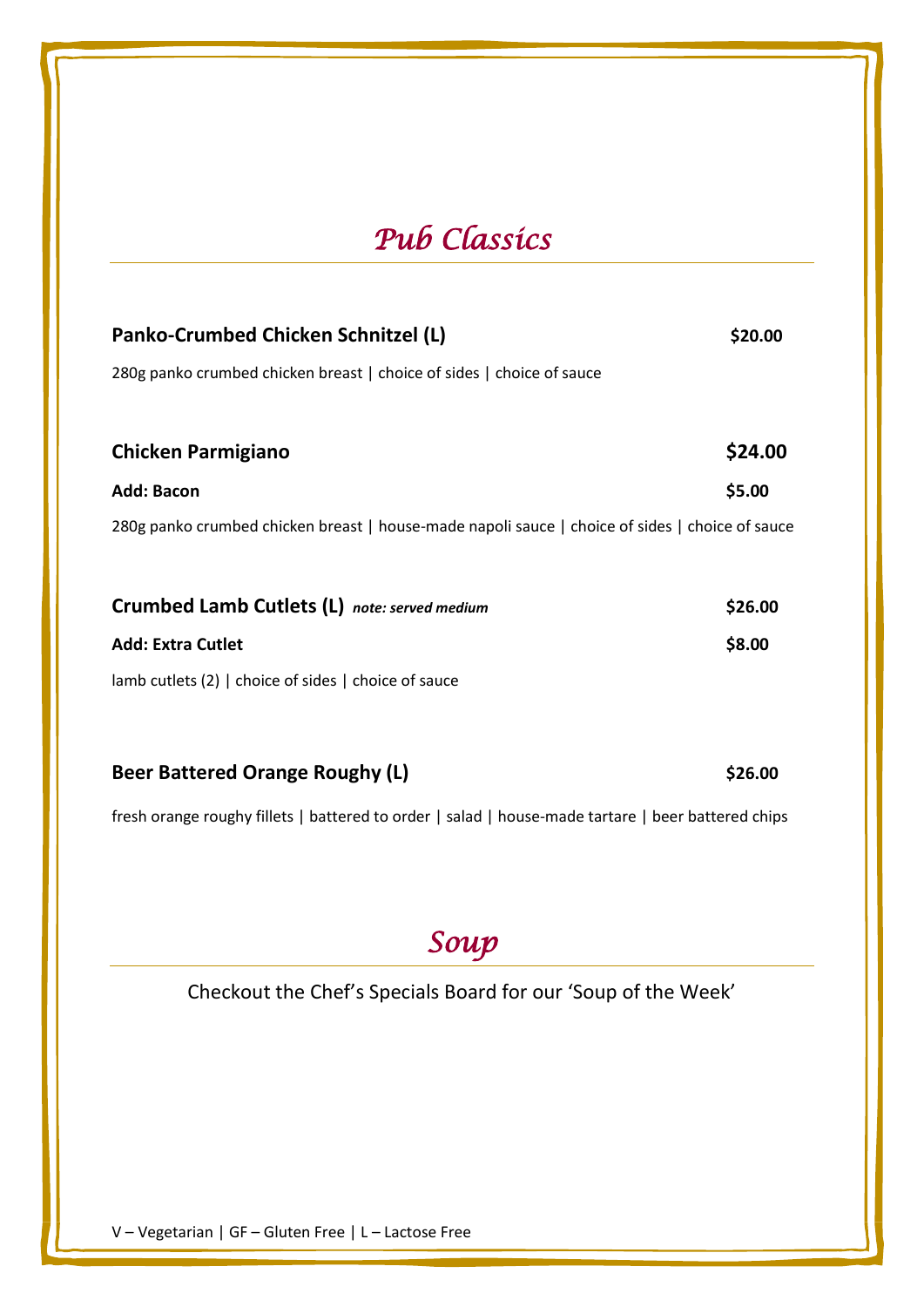# *Pub Classics*

**Panko-Crumbed Chicken Schnitzel (L)** **$20.00**

280g panko crumbed chicken breast | choice of sides | choice of sauce

**Chicken Parmigiano** **$24.00**

**Add: Bacon** **$5.00**

280g panko crumbed chicken breast | house-made napoli sauce | choice of sides | choice of sauce

**Crumbed Lamb Cutlets (L)** ***note: served medium*** **$26.00**

**Add: Extra Cutlet** **$8.00**

lamb cutlets (2) | choice of sides | choice of sauce

**Beer Battered Orange Roughy (L)** **$26.00**

fresh orange roughy fillets | battered to order | salad | house-made tartare | beer battered chips

# *Soup*

Checkout the Chef's Specials Board for our 'Soup of the Week'

V – Vegetarian | GF – Gluten Free | L – Lactose Free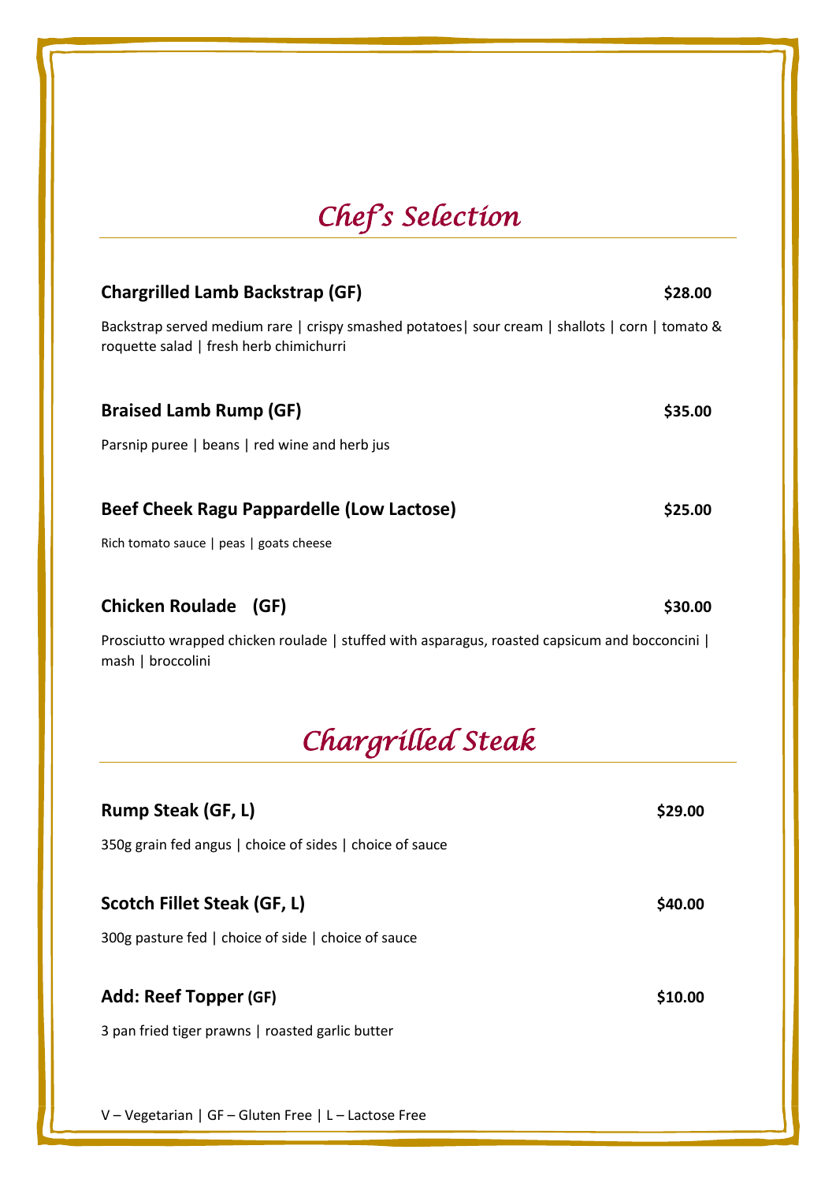# *Chef's Selection*

**Chargrilled Lamb Backstrap (GF)** **$28.00**

Backstrap served medium rare | crispy smashed potatoes| sour cream | shallots | corn | tomato & roquette salad | fresh herb chimichurri

**Braised Lamb Rump (GF)** **$35.00**

Parsnip puree | beans | red wine and herb jus

**Beef Cheek Ragu Pappardelle (Low Lactose)** **$25.00**

Rich tomato sauce | peas | goats cheese

**Chicken Roulade (GF)** **$30.00**

Prosciutto wrapped chicken roulade | stuffed with asparagus, roasted capsicum and bocconcini | mash | broccolini

# *Chargrilled Steak*

**Rump Steak (GF, L)** **$29.00**

350g grain fed angus | choice of sides | choice of sauce

**Scotch Fillet Steak (GF, L)** **$40.00**

300g pasture fed | choice of side | choice of sauce

**Add: Reef Topper (GF)** **$10.00**

3 pan fried tiger prawns | roasted garlic butter

V – Vegetarian | GF – Gluten Free | L – Lactose Free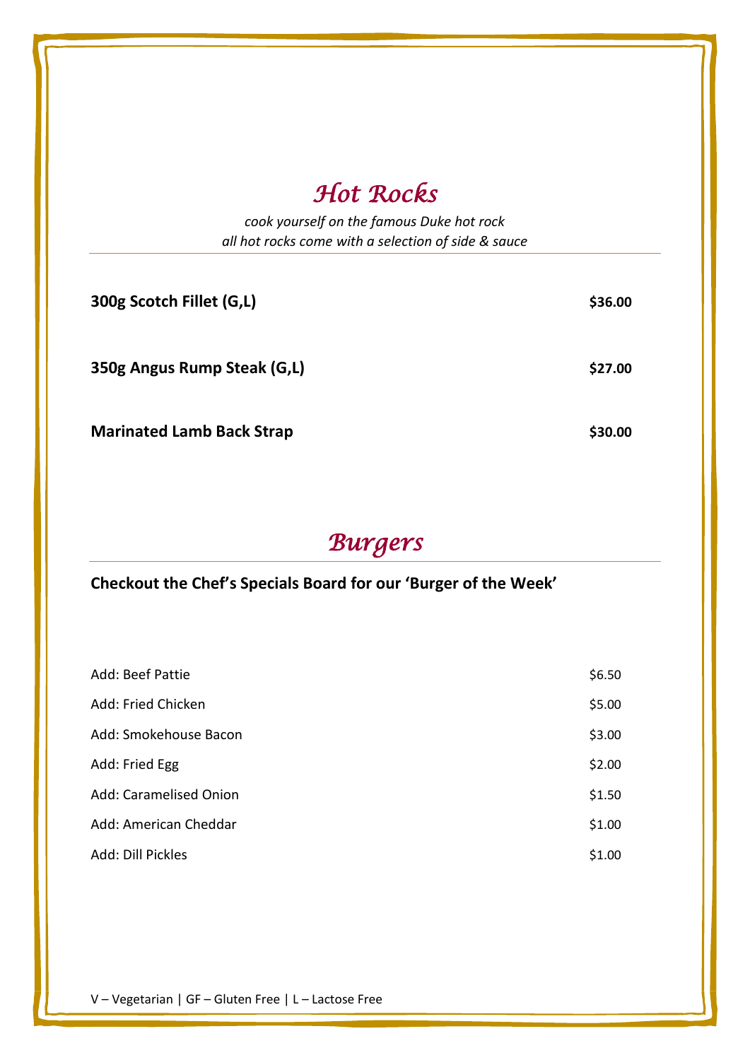## *Hot Rocks*

*cook yourself on the famous Duke hot rock*
*all hot rocks come with a selection of side & sauce*

| | |
|---|---|
| **300g Scotch Fillet (G,L)** | **$36.00** |
| **350g Angus Rump Steak (G,L)** | **$27.00** |
| **Marinated Lamb Back Strap** | **$30.00** |

## *Burgers*

**Checkout the Chef's Specials Board for our 'Burger of the Week'**

| | |
|---|---|
| Add: Beef Pattie | $6.50 |
| Add: Fried Chicken | $5.00 |
| Add: Smokehouse Bacon | $3.00 |
| Add: Fried Egg | $2.00 |
| Add: Caramelised Onion | $1.50 |
| Add: American Cheddar | $1.00 |
| Add: Dill Pickles | $1.00 |

V – Vegetarian | GF – Gluten Free | L – Lactose Free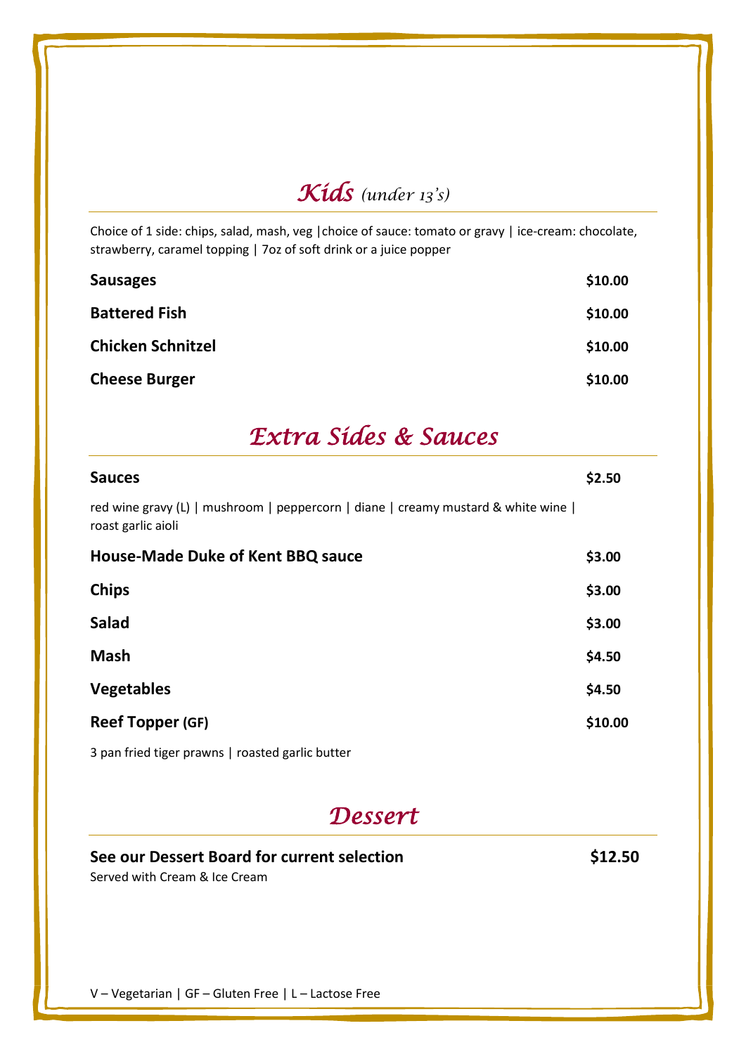## *Kids* *(under 13's)*

Choice of 1 side: chips, salad, mash, veg |choice of sauce: tomato or gravy | ice-cream: chocolate, strawberry, caramel topping | 7oz of soft drink or a juice popper

| | |
|---|---|
| **Sausages** | **$10.00** |
| **Battered Fish** | **$10.00** |
| **Chicken Schnitzel** | **$10.00** |
| **Cheese Burger** | **$10.00** |

## *Extra Sides & Sauces*

**Sauces** **$2.50**

red wine gravy (L) | mushroom | peppercorn | diane | creamy mustard & white wine | roast garlic aioli

| | |
|---|---|
| **House-Made Duke of Kent BBQ sauce** | **$3.00** |
| **Chips** | **$3.00** |
| **Salad** | **$3.00** |
| **Mash** | **$4.50** |
| **Vegetables** | **$4.50** |
| **Reef Topper (GF)** | **$10.00** |

3 pan fried tiger prawns | roasted garlic butter

## *Dessert*

**See our Dessert Board for current selection** **$12.50**
Served with Cream & Ice Cream

V – Vegetarian | GF – Gluten Free | L – Lactose Free